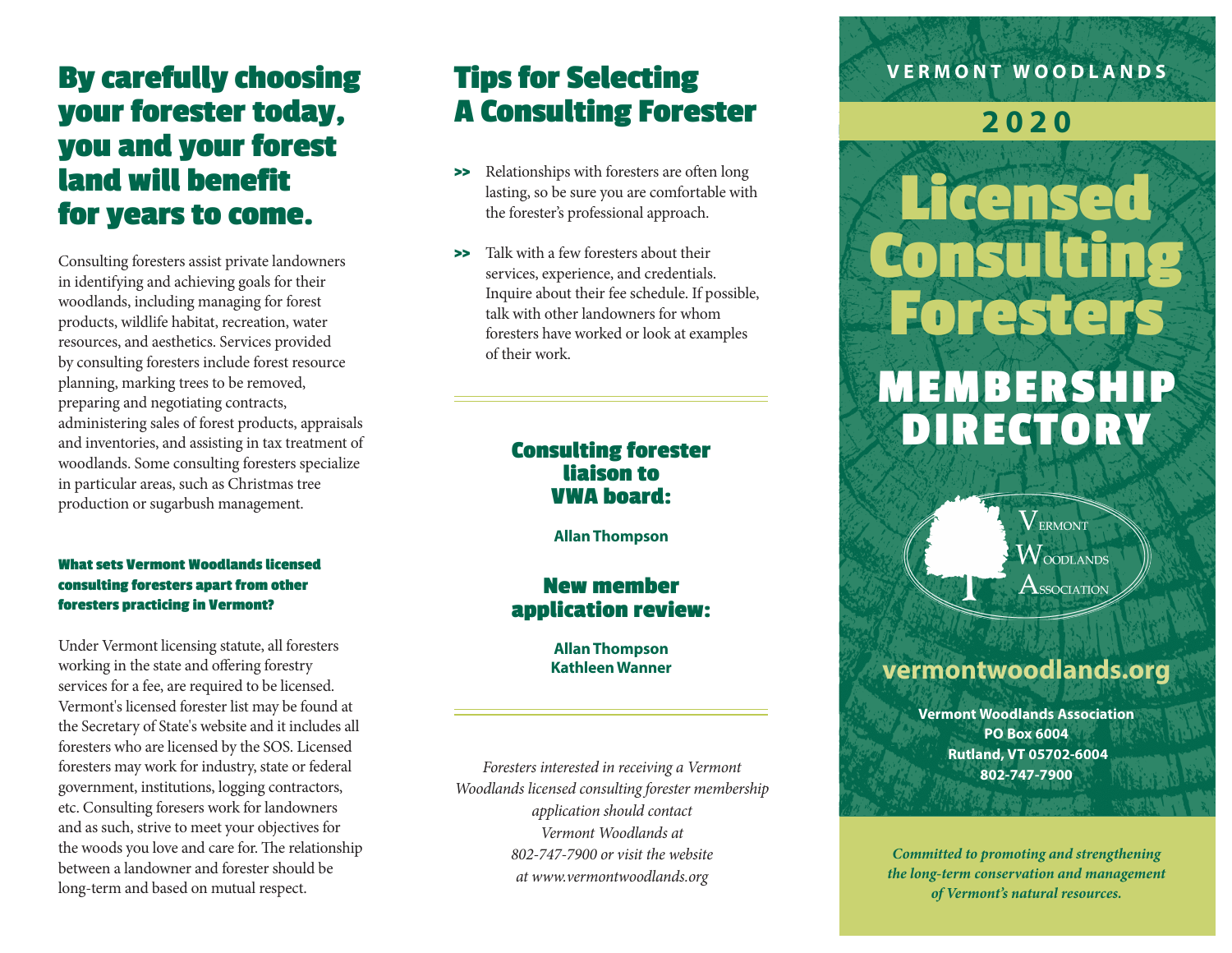## By carefully choosing your forester today, you and your forest land will benefit for years to come.

Consulting foresters assist private landowners in identifying and achieving goals for their woodlands, including managing for forest products, wildlife habitat, recreation, water resources, and aesthetics. Services provided by consulting foresters include forest resource planning, marking trees to be removed, preparing and negotiating contracts, administering sales of forest products, appraisals and inventories, and assisting in tax treatment of woodlands. Some consulting foresters specialize in particular areas, such as Christmas tree production or sugarbush management.

#### What sets Vermont Woodlands licensed consulting foresters apart from other foresters practicing in Vermont?

Under Vermont licensing statute, all foresters working in the state and offering forestry services for a fee, are required to be licensed. Vermont's licensed forester list may be found at the Secretary of State's website and it includes all foresters who are licensed by the SOS. Licensed foresters may work for industry, state or federal government, institutions, logging contractors, etc. Consulting foresers work for landowners and as such, strive to meet your objectives for the woods you love and care for. The relationship between a landowner and forester should be long-term and based on mutual respect.

## Tips for Selecting A Consulting Forester

- Relationships with foresters are often long lasting, so be sure you are comfortable with the forester's professional approach.
- Talk with a few foresters about their services, experience, and credentials. Inquire about their fee schedule. If possible, talk with other landowners for whom foresters have worked or look at examples of their work.

### Consulting forester liaison to VWA board:

**Allan Thompson**

### New member application review:

**Allan Thompson**
**Kathleen Wanner**

*Foresters interested in receiving a Vermont Woodlands licensed consulting forester membership application should contact Vermont Woodlands at 802-747-7900 or visit the website at www.vermontwoodlands.org*

**VERMONT WOODLANDS**

**2020**

# Licensed Consulting Foresters

# MEMBERSHIP DIRECTORY

Vermont Woodlands Association

**vermontwoodlands.org**

**Vermont Woodlands Association**
**PO Box 6004**
**Rutland, VT 05702-6004**
**802-747-7900**

***Committed to promoting and strengthening the long-term conservation and management of Vermont's natural resources.***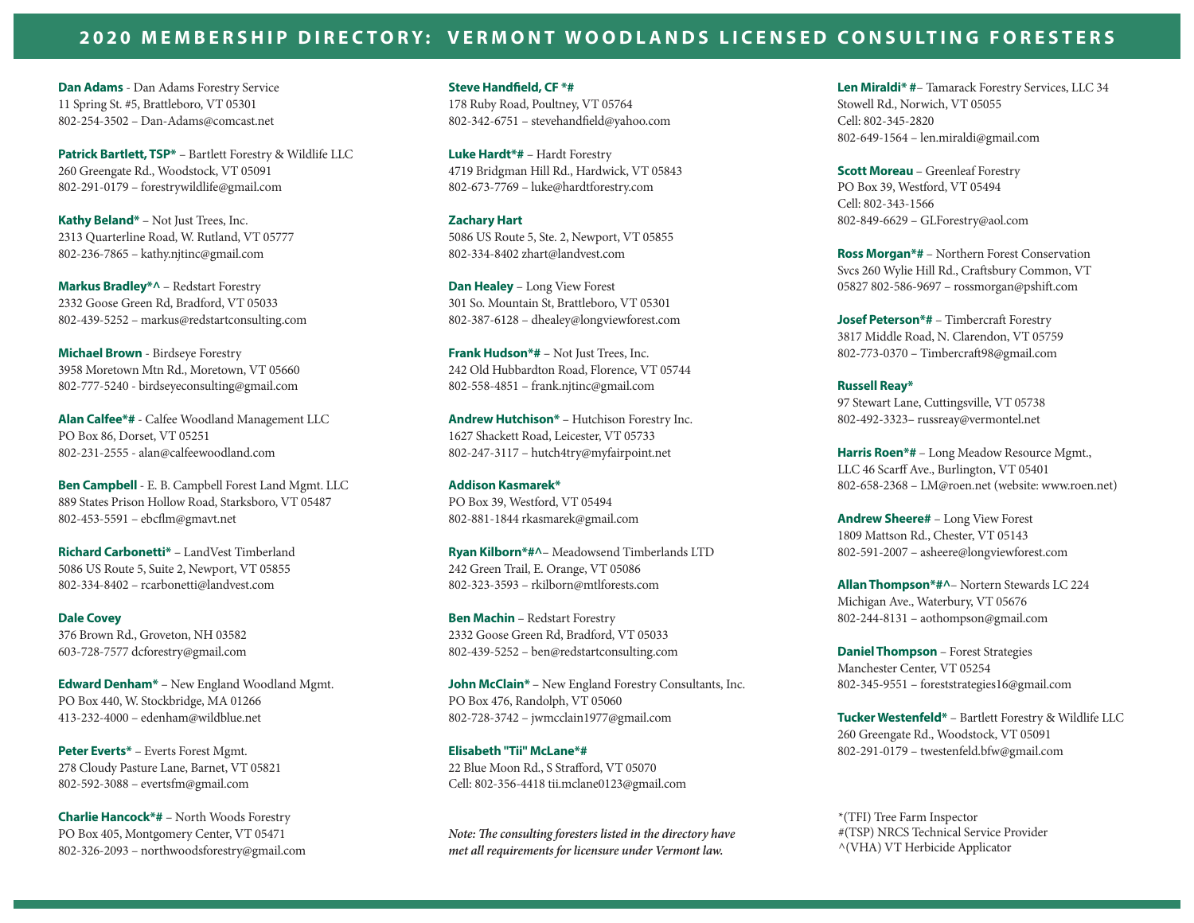# 2020 MEMBERSHIP DIRECTORY: VERMONT WOODLANDS LICENSED CONSULTING FORESTERS

**Dan Adams** - Dan Adams Forestry Service
11 Spring St. #5, Brattleboro, VT 05301
802-254-3502 – Dan-Adams@comcast.net

**Patrick Bartlett, TSP*** – Bartlett Forestry & Wildlife LLC
260 Greengate Rd., Woodstock, VT 05091
802-291-0179 – forestrywildlife@gmail.com

**Kathy Beland*** – Not Just Trees, Inc.
2313 Quarterline Road, W. Rutland, VT 05777
802-236-7865 – kathy.njtinc@gmail.com

**Markus Bradley*^** – Redstart Forestry
2332 Goose Green Rd, Bradford, VT 05033
802-439-5252 – markus@redstartconsulting.com

**Michael Brown** - Birdseye Forestry
3958 Moretown Mtn Rd., Moretown, VT 05660
802-777-5240 - birdseyeconsulting@gmail.com

**Alan Calfee*#** - Calfee Woodland Management LLC
PO Box 86, Dorset, VT 05251
802-231-2555 - alan@calfeewoodland.com

**Ben Campbell** - E. B. Campbell Forest Land Mgmt. LLC
889 States Prison Hollow Road, Starksboro, VT 05487
802-453-5591 – ebcflm@gmavt.net

**Richard Carbonetti*** – LandVest Timberland
5086 US Route 5, Suite 2, Newport, VT 05855
802-334-8402 – rcarbonetti@landvest.com

**Dale Covey**
376 Brown Rd., Groveton, NH 03582
603-728-7577 dcforestry@gmail.com

**Edward Denham*** – New England Woodland Mgmt.
PO Box 440, W. Stockbridge, MA 01266
413-232-4000 – edenham@wildblue.net

**Peter Everts*** – Everts Forest Mgmt.
278 Cloudy Pasture Lane, Barnet, VT 05821
802-592-3088 – evertsfm@gmail.com

**Charlie Hancock*#** – North Woods Forestry
PO Box 405, Montgomery Center, VT 05471
802-326-2093 – northwoodsforestry@gmail.com

**Steve Handfield, CF *#**
178 Ruby Road, Poultney, VT 05764
802-342-6751 – stevehandfield@yahoo.com

**Luke Hardt*#** – Hardt Forestry
4719 Bridgman Hill Rd., Hardwick, VT 05843
802-673-7769 – luke@hardtforestry.com

**Zachary Hart**
5086 US Route 5, Ste. 2, Newport, VT 05855
802-334-8402 zhart@landvest.com

**Dan Healey** – Long View Forest
301 So. Mountain St, Brattleboro, VT 05301
802-387-6128 – dhealey@longviewforest.com

**Frank Hudson*#** – Not Just Trees, Inc.
242 Old Hubbardton Road, Florence, VT 05744
802-558-4851 – frank.njtinc@gmail.com

**Andrew Hutchison*** – Hutchison Forestry Inc.
1627 Shackett Road, Leicester, VT 05733
802-247-3117 – hutch4try@myfairpoint.net

**Addison Kasmarek***
PO Box 39, Westford, VT 05494
802-881-1844 rkasmarek@gmail.com

**Ryan Kilborn*#^**– Meadowsend Timberlands LTD
242 Green Trail, E. Orange, VT 05086
802-323-3593 – rkilborn@mtlforests.com

**Ben Machin** – Redstart Forestry
2332 Goose Green Rd, Bradford, VT 05033
802-439-5252 – ben@redstartconsulting.com

**John McClain*** – New England Forestry Consultants, Inc.
PO Box 476, Randolph, VT 05060
802-728-3742 – jwmcclain1977@gmail.com

**Elisabeth "Tii" McLane*#**
22 Blue Moon Rd., S Strafford, VT 05070
Cell: 802-356-4418 tii.mclane0123@gmail.com

***Note: The consulting foresters listed in the directory have met all requirements for licensure under Vermont law.***

**Len Miraldi* #**– Tamarack Forestry Services, LLC 34 Stowell Rd., Norwich, VT 05055
Cell: 802-345-2820
802-649-1564 – len.miraldi@gmail.com

**Scott Moreau** – Greenleaf Forestry
PO Box 39, Westford, VT 05494
Cell: 802-343-1566
802-849-6629 – GLForestry@aol.com

**Ross Morgan*#** – Northern Forest Conservation Svcs 260 Wylie Hill Rd., Craftsbury Common, VT 05827 802-586-9697 – rossmorgan@pshift.com

**Josef Peterson*#** – Timbercraft Forestry
3817 Middle Road, N. Clarendon, VT 05759
802-773-0370 – Timbercraft98@gmail.com

**Russell Reay***
97 Stewart Lane, Cuttingsville, VT 05738
802-492-3323– russreay@vermontel.net

**Harris Roen*#** – Long Meadow Resource Mgmt., LLC 46 Scarff Ave., Burlington, VT 05401
802-658-2368 – LM@roen.net (website: www.roen.net)

**Andrew Sheere#** – Long View Forest
1809 Mattson Rd., Chester, VT 05143
802-591-2007 – asheere@longviewforest.com

**Allan Thompson*#^**– Nortern Stewards LC 224 Michigan Ave., Waterbury, VT 05676
802-244-8131 – aothompson@gmail.com

**Daniel Thompson** – Forest Strategies
Manchester Center, VT 05254
802-345-9551 – foreststrategies16@gmail.com

**Tucker Westenfeld*** – Bartlett Forestry & Wildlife LLC
260 Greengate Rd., Woodstock, VT 05091
802-291-0179 – twestenfeld.bfw@gmail.com

*(TFI) Tree Farm Inspector
#(TSP) NRCS Technical Service Provider
^(VHA) VT Herbicide Applicator